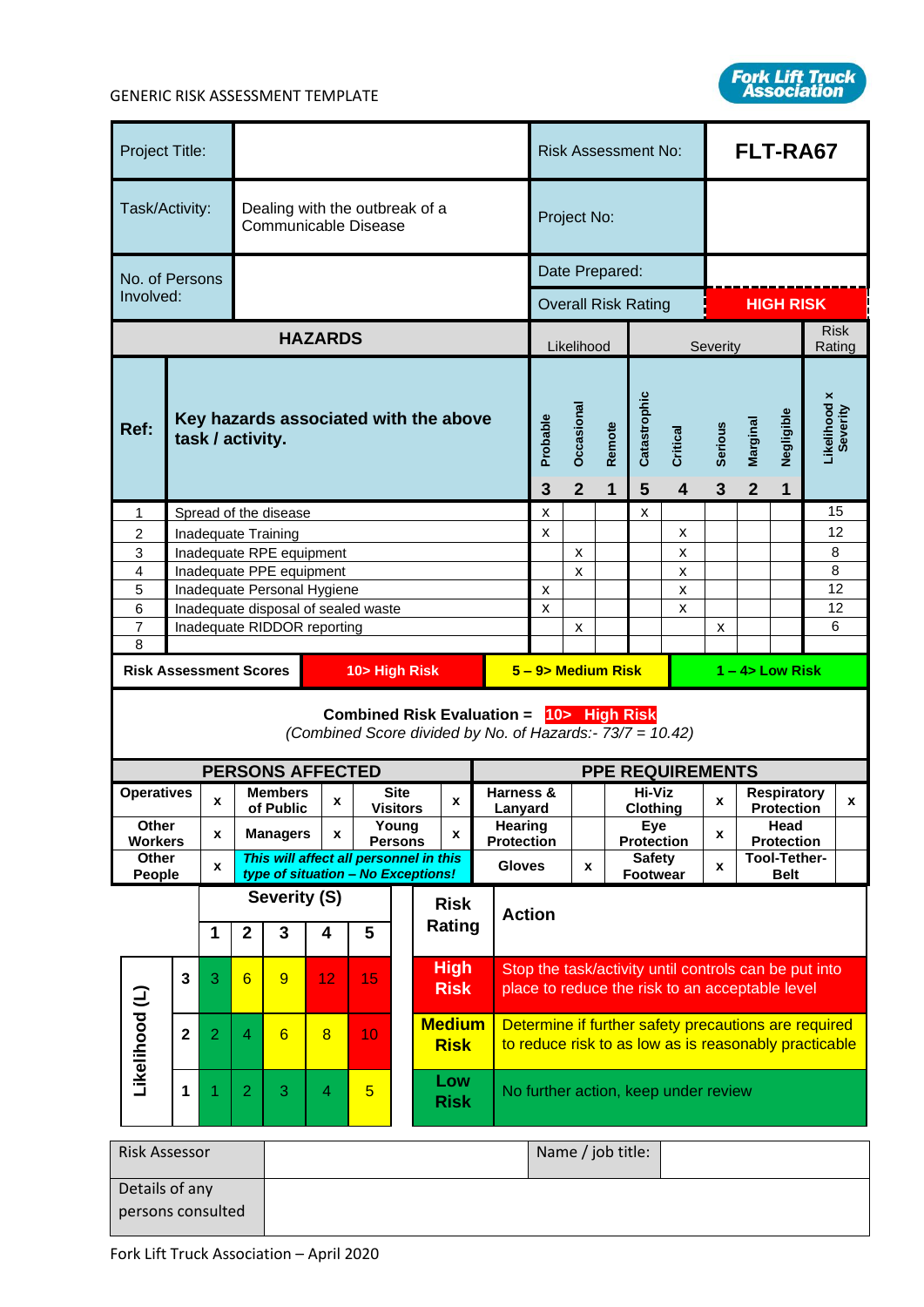GENERIC RISK ASSESSMENT TEMPLATE

Fork Lift Truck Association

| Project Title: | | Risk Assessment No: | **FLT-RA67** |
|---|---|---|---|
| Task/Activity: | Dealing with the outbreak of a Communicable Disease | Project No: | |
| No. of Persons Involved: | | Date Prepared: | |
| | | Overall Risk Rating | **HIGH RISK** |

| **HAZARDS** | | Likelihood | | | Severity | | | | | Risk Rating |
|---|---|---|---|---|---|---|---|---|---|---|
| **Ref:** | **Key hazards associated with the above task / activity.** | Probable **3** | Occasional **2** | Remote **1** | Catastrophic **5** | Critical **4** | Serious **3** | Marginal **2** | Negligible **1** | Likelihood x Severity |
| 1 | Spread of the disease | x | | | x | | | | | 15 |
| 2 | Inadequate Training | x | | | | x | | | | 12 |
| 3 | Inadequate RPE equipment | | x | | | x | | | | 8 |
| 4 | Inadequate PPE equipment | | x | | | x | | | | 8 |
| 5 | Inadequate Personal Hygiene | x | | | | x | | | | 12 |
| 6 | Inadequate disposal of sealed waste | x | | | | x | | | | 12 |
| 7 | Inadequate RIDDOR reporting | | x | | | | x | | | 6 |
| 8 | | | | | | | | | | |

| **Risk Assessment Scores** | **10> High Risk** | **5 – 9> Medium Risk** | **1 – 4> Low Risk** |
|---|---|---|---|

**Combined Risk Evaluation = 10> High Risk**

*(Combined Score divided by No. of Hazards:- 73/7 = 10.42)*

| **PERSONS AFFECTED** | | | | | |
|---|---|---|---|---|---|
| **Operatives** | **x** | **Members of Public** | **x** | **Site Visitors** | **x** |
| **Other Workers** | **x** | **Managers** | **x** | **Young Persons** | **x** |
| **Other People** | **x** | ***This will affect all personnel in this type of situation – No Exceptions!*** | | | |

| **PPE REQUIREMENTS** | | | | | |
|---|---|---|---|---|---|
| **Harness & Lanyard** | | **Hi-Viz Clothing** | **x** | **Respiratory Protection** | **x** |
| **Hearing Protection** | | **Eye Protection** | **x** | **Head Protection** | |
| **Gloves** | **x** | **Safety Footwear** | **x** | **Tool-Tether-Belt** | |

| | | Severity (S) | | | | |
|---|---|---|---|---|---|---|
| | | **1** | **2** | **3** | **4** | **5** |
| **Likelihood (L)** | **3** | 3 | 6 | 9 | 12 | 15 |
| | **2** | 2 | 4 | 6 | 8 | 10 |
| | **1** | 1 | 2 | 3 | 4 | 5 |

| **Risk Rating** | **Action** |
|---|---|
| **High Risk** | Stop the task/activity until controls can be put into place to reduce the risk to an acceptable level |
| **Medium Risk** | Determine if further safety precautions are required to reduce risk to as low as is reasonably practicable |
| **Low Risk** | No further action, keep under review |

| Risk Assessor | | Name / job title: | |
|---|---|---|---|
| Details of any persons consulted | | | |

Fork Lift Truck Association – April 2020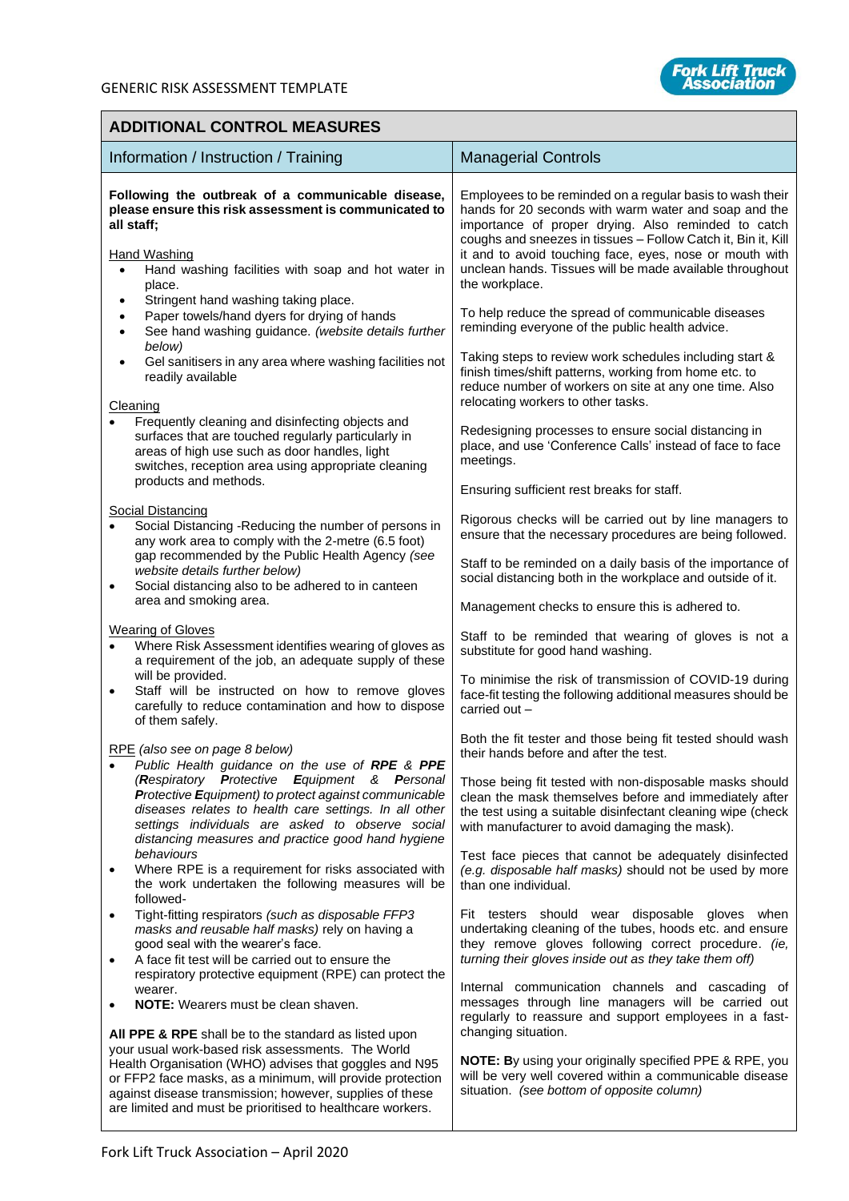## ADDITIONAL CONTROL MEASURES

### Information / Instruction / Training

**Following the outbreak of a communicable disease, please ensure this risk assessment is communicated to all staff;**

Hand Washing

- Hand washing facilities with soap and hot water in place.
- Stringent hand washing taking place.
- Paper towels/hand dyers for drying of hands
- See hand washing guidance. *(website details further below)*
- Gel sanitisers in any area where washing facilities not readily available

Cleaning

- Frequently cleaning and disinfecting objects and surfaces that are touched regularly particularly in areas of high use such as door handles, light switches, reception area using appropriate cleaning products and methods.

Social Distancing

- Social Distancing -Reducing the number of persons in any work area to comply with the 2-metre (6.5 foot) gap recommended by the Public Health Agency *(see website details further below)*
- Social distancing also to be adhered to in canteen area and smoking area.

Wearing of Gloves

- Where Risk Assessment identifies wearing of gloves as a requirement of the job, an adequate supply of these will be provided.
- Staff will be instructed on how to remove gloves carefully to reduce contamination and how to dispose of them safely.

RPE *(also see on page 8 below)*

- *Public Health guidance on the use of **RPE** & **PPE** (**R**espiratory **P**rotective **E**quipment & **P**ersonal **P**rotective **E**quipment) to protect against communicable diseases relates to health care settings. In all other settings individuals are asked to observe social distancing measures and practice good hand hygiene behaviours*
- Where RPE is a requirement for risks associated with the work undertaken the following measures will be followed-
- Tight-fitting respirators *(such as disposable FFP3 masks and reusable half masks)* rely on having a good seal with the wearer's face.
- A face fit test will be carried out to ensure the respiratory protective equipment (RPE) can protect the wearer.
- **NOTE:** Wearers must be clean shaven.

**All PPE & RPE** shall be to the standard as listed upon your usual work-based risk assessments. The World Health Organisation (WHO) advises that goggles and N95 or FFP2 face masks, as a minimum, will provide protection against disease transmission; however, supplies of these are limited and must be prioritised to healthcare workers.

### Managerial Controls

Employees to be reminded on a regular basis to wash their hands for 20 seconds with warm water and soap and the importance of proper drying. Also reminded to catch coughs and sneezes in tissues – Follow Catch it, Bin it, Kill it and to avoid touching face, eyes, nose or mouth with unclean hands. Tissues will be made available throughout the workplace.

To help reduce the spread of communicable diseases reminding everyone of the public health advice.

Taking steps to review work schedules including start & finish times/shift patterns, working from home etc. to reduce number of workers on site at any one time. Also relocating workers to other tasks.

Redesigning processes to ensure social distancing in place, and use 'Conference Calls' instead of face to face meetings.

Ensuring sufficient rest breaks for staff.

Rigorous checks will be carried out by line managers to ensure that the necessary procedures are being followed.

Staff to be reminded on a daily basis of the importance of social distancing both in the workplace and outside of it.

Management checks to ensure this is adhered to.

Staff to be reminded that wearing of gloves is not a substitute for good hand washing.

To minimise the risk of transmission of COVID-19 during face-fit testing the following additional measures should be carried out –

Both the fit tester and those being fit tested should wash their hands before and after the test.

Those being fit tested with non-disposable masks should clean the mask themselves before and immediately after the test using a suitable disinfectant cleaning wipe (check with manufacturer to avoid damaging the mask).

Test face pieces that cannot be adequately disinfected *(e.g. disposable half masks)* should not be used by more than one individual.

Fit testers should wear disposable gloves when undertaking cleaning of the tubes, hoods etc. and ensure they remove gloves following correct procedure. *(ie, turning their gloves inside out as they take them off)*

Internal communication channels and cascading of messages through line managers will be carried out regularly to reassure and support employees in a fast-changing situation.

**NOTE: B**y using your originally specified PPE & RPE, you will be very well covered within a communicable disease situation. *(see bottom of opposite column)*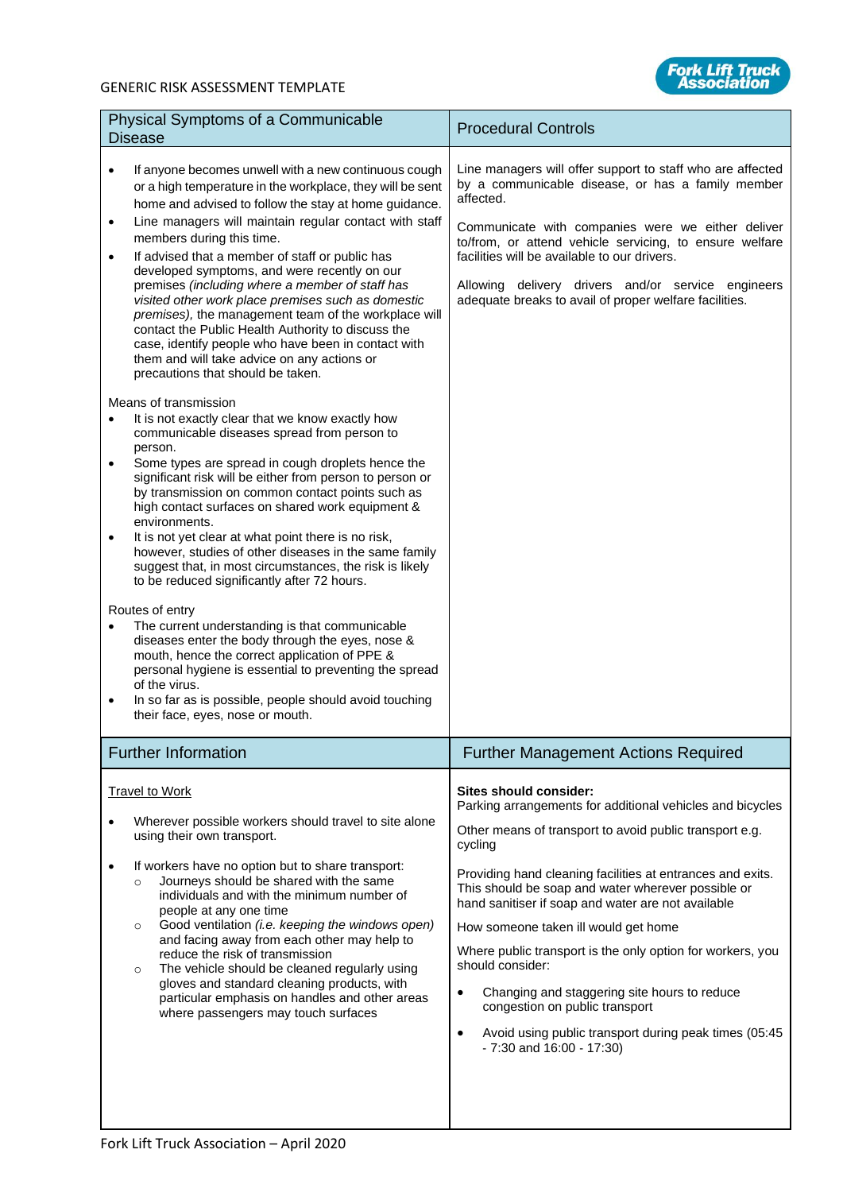| Physical Symptoms of a Communicable Disease | Procedural Controls |
|---|---|
| • If anyone becomes unwell with a new continuous cough or a high temperature in the workplace, they will be sent home and advised to follow the stay at home guidance.<br>• Line managers will maintain regular contact with staff members during this time.<br>• If advised that a member of staff or public has developed symptoms, and were recently on our premises *(including where a member of staff has visited other work place premises such as domestic premises)*, the management team of the workplace will contact the Public Health Authority to discuss the case, identify people who have been in contact with them and will take advice on any actions or precautions that should be taken.<br><br>Means of transmission<br>• It is not exactly clear that we know exactly how communicable diseases spread from person to person.<br>• Some types are spread in cough droplets hence the significant risk will be either from person to person or by transmission on common contact points such as high contact surfaces on shared work equipment & environments.<br>• It is not yet clear at what point there is no risk, however, studies of other diseases in the same family suggest that, in most circumstances, the risk is likely to be reduced significantly after 72 hours.<br><br>Routes of entry<br>• The current understanding is that communicable diseases enter the body through the eyes, nose & mouth, hence the correct application of PPE & personal hygiene is essential to preventing the spread of the virus.<br>• In so far as is possible, people should avoid touching their face, eyes, nose or mouth. | Line managers will offer support to staff who are affected by a communicable disease, or has a family member affected.<br><br>Communicate with companies were we either deliver to/from, or attend vehicle servicing, to ensure welfare facilities will be available to our drivers.<br><br>Allowing delivery drivers and/or service engineers adequate breaks to avail of proper welfare facilities. |

| Further Information | Further Management Actions Required |
|---|---|
| Travel to Work<br><br>• Wherever possible workers should travel to site alone using their own transport.<br><br>• If workers have no option but to share transport:<br>  ○ Journeys should be shared with the same individuals and with the minimum number of people at any one time<br>  ○ Good ventilation *(i.e. keeping the windows open)* and facing away from each other may help to reduce the risk of transmission<br>  ○ The vehicle should be cleaned regularly using gloves and standard cleaning products, with particular emphasis on handles and other areas where passengers may touch surfaces | **Sites should consider:**<br>Parking arrangements for additional vehicles and bicycles<br><br>Other means of transport to avoid public transport e.g. cycling<br><br>Providing hand cleaning facilities at entrances and exits. This should be soap and water wherever possible or hand sanitiser if soap and water are not available<br><br>How someone taken ill would get home<br><br>Where public transport is the only option for workers, you should consider:<br><br>• Changing and staggering site hours to reduce congestion on public transport<br><br>• Avoid using public transport during peak times (05:45 - 7:30 and 16:00 - 17:30) |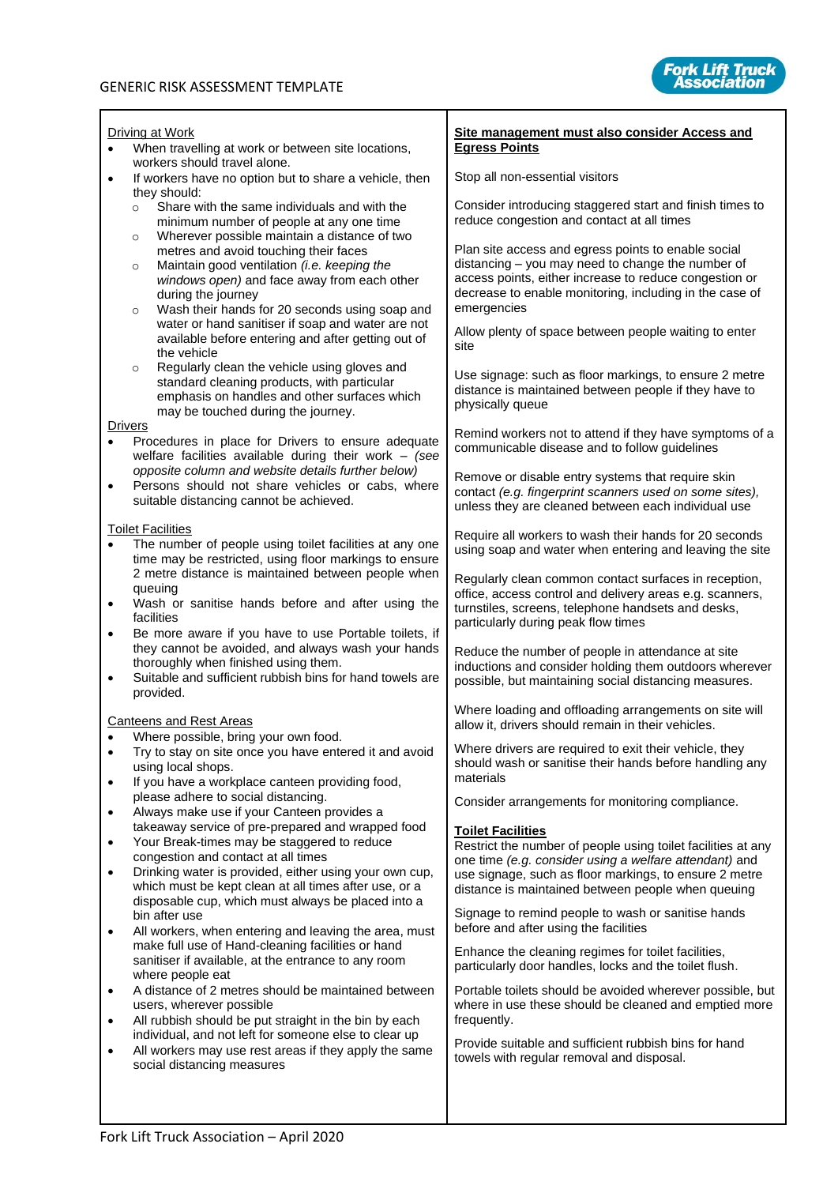Driving at Work

- When travelling at work or between site locations, workers should travel alone.
- If workers have no option but to share a vehicle, then they should:
  - Share with the same individuals and with the minimum number of people at any one time
  - Wherever possible maintain a distance of two metres and avoid touching their faces
  - Maintain good ventilation *(i.e. keeping the windows open)* and face away from each other during the journey
  - Wash their hands for 20 seconds using soap and water or hand sanitiser if soap and water are not available before entering and after getting out of the vehicle
  - Regularly clean the vehicle using gloves and standard cleaning products, with particular emphasis on handles and other surfaces which may be touched during the journey.

Drivers

- Procedures in place for Drivers to ensure adequate welfare facilities available during their work – *(see opposite column and website details further below)*
- Persons should not share vehicles or cabs, where suitable distancing cannot be achieved.

Toilet Facilities

- The number of people using toilet facilities at any one time may be restricted, using floor markings to ensure 2 metre distance is maintained between people when queuing
- Wash or sanitise hands before and after using the facilities
- Be more aware if you have to use Portable toilets, if they cannot be avoided, and always wash your hands thoroughly when finished using them.
- Suitable and sufficient rubbish bins for hand towels are provided.

Canteens and Rest Areas

- Where possible, bring your own food.
- Try to stay on site once you have entered it and avoid using local shops.
- If you have a workplace canteen providing food, please adhere to social distancing.
- Always make use if your Canteen provides a takeaway service of pre-prepared and wrapped food
- Your Break-times may be staggered to reduce congestion and contact at all times
- Drinking water is provided, either using your own cup, which must be kept clean at all times after use, or a disposable cup, which must always be placed into a bin after use
- All workers, when entering and leaving the area, must make full use of Hand-cleaning facilities or hand sanitiser if available, at the entrance to any room where people eat
- A distance of 2 metres should be maintained between users, wherever possible
- All rubbish should be put straight in the bin by each individual, and not left for someone else to clear up
- All workers may use rest areas if they apply the same social distancing measures

**Site management must also consider Access and Egress Points**

Stop all non-essential visitors

Consider introducing staggered start and finish times to reduce congestion and contact at all times

Plan site access and egress points to enable social distancing – you may need to change the number of access points, either increase to reduce congestion or decrease to enable monitoring, including in the case of emergencies

Allow plenty of space between people waiting to enter site

Use signage: such as floor markings, to ensure 2 metre distance is maintained between people if they have to physically queue

Remind workers not to attend if they have symptoms of a communicable disease and to follow guidelines

Remove or disable entry systems that require skin contact *(e.g. fingerprint scanners used on some sites),* unless they are cleaned between each individual use

Require all workers to wash their hands for 20 seconds using soap and water when entering and leaving the site

Regularly clean common contact surfaces in reception, office, access control and delivery areas e.g. scanners, turnstiles, screens, telephone handsets and desks, particularly during peak flow times

Reduce the number of people in attendance at site inductions and consider holding them outdoors wherever possible, but maintaining social distancing measures.

Where loading and offloading arrangements on site will allow it, drivers should remain in their vehicles.

Where drivers are required to exit their vehicle, they should wash or sanitise their hands before handling any materials

Consider arrangements for monitoring compliance.

**Toilet Facilities**

Restrict the number of people using toilet facilities at any one time *(e.g. consider using a welfare attendant)* and use signage, such as floor markings, to ensure 2 metre distance is maintained between people when queuing

Signage to remind people to wash or sanitise hands before and after using the facilities

Enhance the cleaning regimes for toilet facilities, particularly door handles, locks and the toilet flush.

Portable toilets should be avoided wherever possible, but where in use these should be cleaned and emptied more frequently.

Provide suitable and sufficient rubbish bins for hand towels with regular removal and disposal.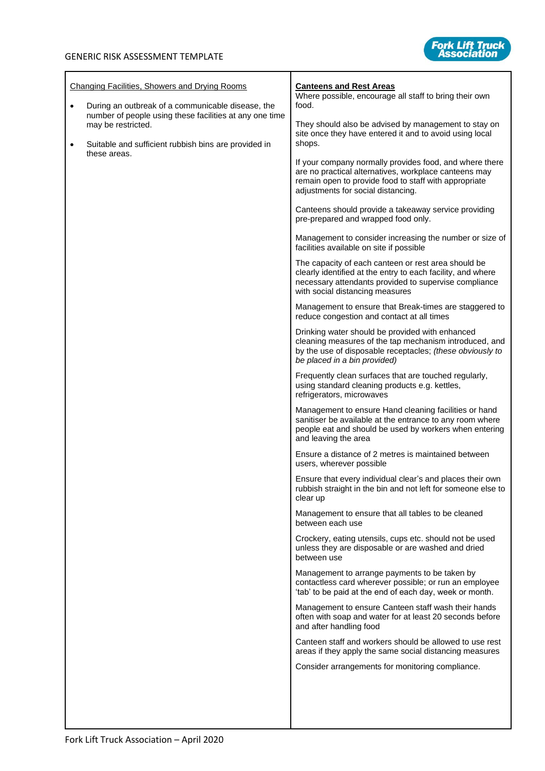Changing Facilities, Showers and Drying Rooms

- During an outbreak of a communicable disease, the number of people using these facilities at any one time may be restricted.
- Suitable and sufficient rubbish bins are provided in these areas.

**Canteens and Rest Areas**

Where possible, encourage all staff to bring their own food.

They should also be advised by management to stay on site once they have entered it and to avoid using local shops.

If your company normally provides food, and where there are no practical alternatives, workplace canteens may remain open to provide food to staff with appropriate adjustments for social distancing.

Canteens should provide a takeaway service providing pre-prepared and wrapped food only.

Management to consider increasing the number or size of facilities available on site if possible

The capacity of each canteen or rest area should be clearly identified at the entry to each facility, and where necessary attendants provided to supervise compliance with social distancing measures

Management to ensure that Break-times are staggered to reduce congestion and contact at all times

Drinking water should be provided with enhanced cleaning measures of the tap mechanism introduced, and by the use of disposable receptacles; *(these obviously to be placed in a bin provided)*

Frequently clean surfaces that are touched regularly, using standard cleaning products e.g. kettles, refrigerators, microwaves

Management to ensure Hand cleaning facilities or hand sanitiser be available at the entrance to any room where people eat and should be used by workers when entering and leaving the area

Ensure a distance of 2 metres is maintained between users, wherever possible

Ensure that every individual clear's and places their own rubbish straight in the bin and not left for someone else to clear up

Management to ensure that all tables to be cleaned between each use

Crockery, eating utensils, cups etc. should not be used unless they are disposable or are washed and dried between use

Management to arrange payments to be taken by contactless card wherever possible; or run an employee 'tab' to be paid at the end of each day, week or month.

Management to ensure Canteen staff wash their hands often with soap and water for at least 20 seconds before and after handling food

Canteen staff and workers should be allowed to use rest areas if they apply the same social distancing measures

Consider arrangements for monitoring compliance.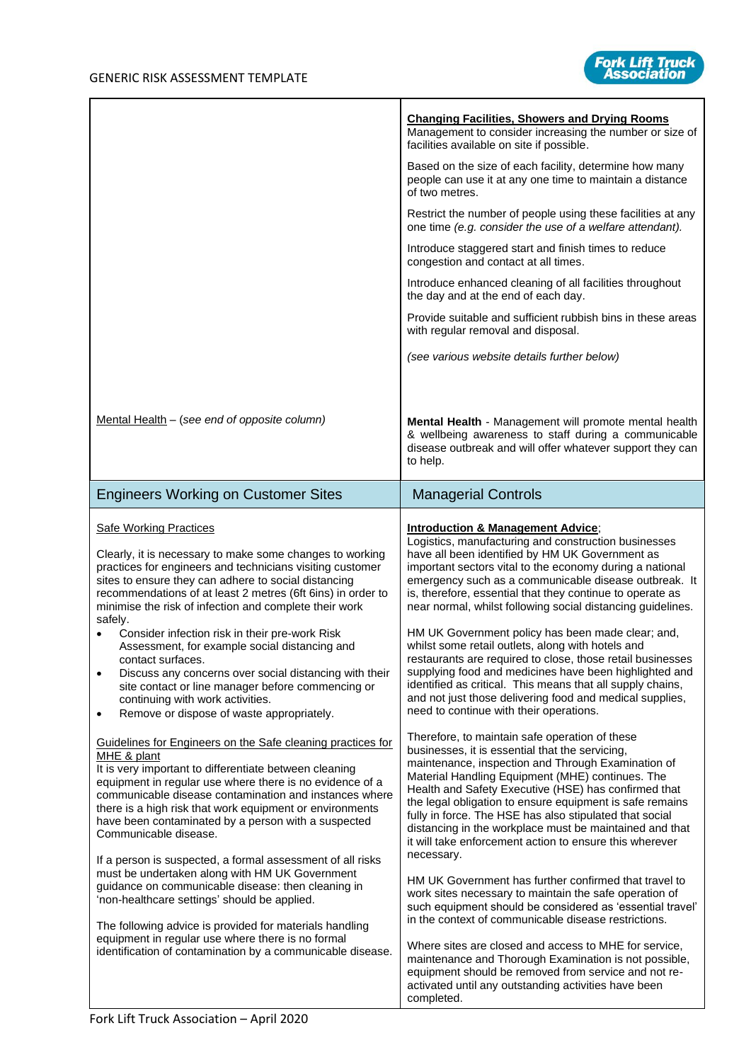| | **Changing Facilities, Showers and Drying Rooms**<br>Management to consider increasing the number or size of facilities available on site if possible.<br><br>Based on the size of each facility, determine how many people can use it at any one time to maintain a distance of two metres.<br><br>Restrict the number of people using these facilities at any one time *(e.g. consider the use of a welfare attendant).*<br><br>Introduce staggered start and finish times to reduce congestion and contact at all times.<br><br>Introduce enhanced cleaning of all facilities throughout the day and at the end of each day.<br><br>Provide suitable and sufficient rubbish bins in these areas with regular removal and disposal.<br><br>*(see various website details further below)* |
|---|---|
| Mental Health – (*see end of opposite column)* | **Mental Health** - Management will promote mental health & wellbeing awareness to staff during a communicable disease outbreak and will offer whatever support they can to help. |
| **Engineers Working on Customer Sites** | **Managerial Controls** |
| Safe Working Practices<br><br>Clearly, it is necessary to make some changes to working practices for engineers and technicians visiting customer sites to ensure they can adhere to social distancing recommendations of at least 2 metres (6ft 6ins) in order to minimise the risk of infection and complete their work safely.<br>• Consider infection risk in their pre-work Risk Assessment, for example social distancing and contact surfaces.<br>• Discuss any concerns over social distancing with their site contact or line manager before commencing or continuing with work activities.<br>• Remove or dispose of waste appropriately.<br><br>Guidelines for Engineers on the Safe cleaning practices for MHE & plant<br>It is very important to differentiate between cleaning equipment in regular use where there is no evidence of a communicable disease contamination and instances where there is a high risk that work equipment or environments have been contaminated by a person with a suspected Communicable disease.<br><br>If a person is suspected, a formal assessment of all risks must be undertaken along with HM UK Government guidance on communicable disease: then cleaning in 'non-healthcare settings' should be applied.<br><br>The following advice is provided for materials handling equipment in regular use where there is no formal identification of contamination by a communicable disease. | **Introduction & Management Advice**;<br>Logistics, manufacturing and construction businesses have all been identified by HM UK Government as important sectors vital to the economy during a national emergency such as a communicable disease outbreak. It is, therefore, essential that they continue to operate as near normal, whilst following social distancing guidelines.<br><br>HM UK Government policy has been made clear; and, whilst some retail outlets, along with hotels and restaurants are required to close, those retail businesses supplying food and medicines have been highlighted and identified as critical. This means that all supply chains, and not just those delivering food and medical supplies, need to continue with their operations.<br><br>Therefore, to maintain safe operation of these businesses, it is essential that the servicing, maintenance, inspection and Through Examination of Material Handling Equipment (MHE) continues. The Health and Safety Executive (HSE) has confirmed that the legal obligation to ensure equipment is safe remains fully in force. The HSE has also stipulated that social distancing in the workplace must be maintained and that it will take enforcement action to ensure this wherever necessary.<br><br>HM UK Government has further confirmed that travel to work sites necessary to maintain the safe operation of such equipment should be considered as 'essential travel' in the context of communicable disease restrictions.<br><br>Where sites are closed and access to MHE for service, maintenance and Thorough Examination is not possible, equipment should be removed from service and not re-activated until any outstanding activities have been completed. |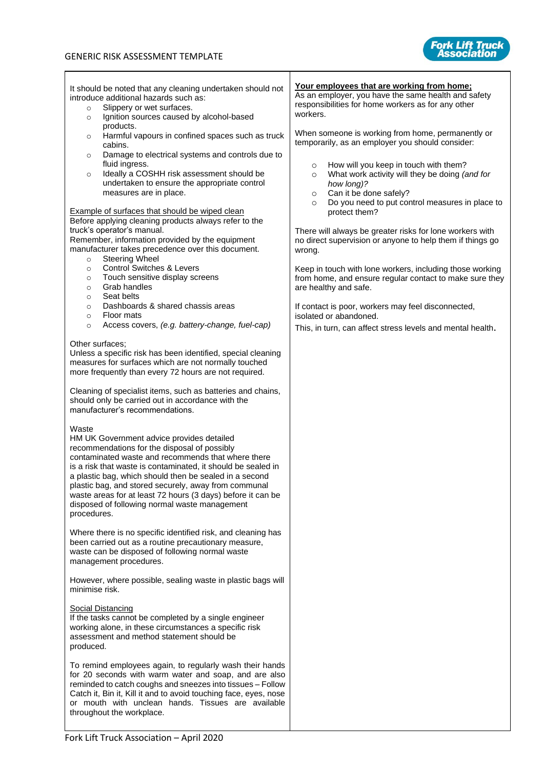It should be noted that any cleaning undertaken should not introduce additional hazards such as:

- Slippery or wet surfaces.
- Ignition sources caused by alcohol-based products.
- Harmful vapours in confined spaces such as truck cabins.
- Damage to electrical systems and controls due to fluid ingress.
- Ideally a COSHH risk assessment should be undertaken to ensure the appropriate control measures are in place.

Example of surfaces that should be wiped clean

Before applying cleaning products always refer to the truck's operator's manual.
Remember, information provided by the equipment manufacturer takes precedence over this document.

- Steering Wheel
- Control Switches & Levers
- Touch sensitive display screens
- Grab handles
- Seat belts
- Dashboards & shared chassis areas
- Floor mats
- Access covers, *(e.g. battery-change, fuel-cap)*

Other surfaces;
Unless a specific risk has been identified, special cleaning measures for surfaces which are not normally touched more frequently than every 72 hours are not required.

Cleaning of specialist items, such as batteries and chains, should only be carried out in accordance with the manufacturer's recommendations.

Waste
HM UK Government advice provides detailed recommendations for the disposal of possibly contaminated waste and recommends that where there is a risk that waste is contaminated, it should be sealed in a plastic bag, which should then be sealed in a second plastic bag, and stored securely, away from communal waste areas for at least 72 hours (3 days) before it can be disposed of following normal waste management procedures.

Where there is no specific identified risk, and cleaning has been carried out as a routine precautionary measure, waste can be disposed of following normal waste management procedures.

However, where possible, sealing waste in plastic bags will minimise risk.

Social Distancing
If the tasks cannot be completed by a single engineer working alone, in these circumstances a specific risk assessment and method statement should be produced.

To remind employees again, to regularly wash their hands for 20 seconds with warm water and soap, and are also reminded to catch coughs and sneezes into tissues – Follow Catch it, Bin it, Kill it and to avoid touching face, eyes, nose or mouth with unclean hands. Tissues are available throughout the workplace.

**Your employees that are working from home;**
As an employer, you have the same health and safety responsibilities for home workers as for any other workers.

When someone is working from home, permanently or temporarily, as an employer you should consider:

- How will you keep in touch with them?
- What work activity will they be doing *(and for how long)?*
- Can it be done safely?
- Do you need to put control measures in place to protect them?

There will always be greater risks for lone workers with no direct supervision or anyone to help them if things go wrong.

Keep in touch with lone workers, including those working from home, and ensure regular contact to make sure they are healthy and safe.

If contact is poor, workers may feel disconnected, isolated or abandoned.
This, in turn, can affect stress levels and mental health.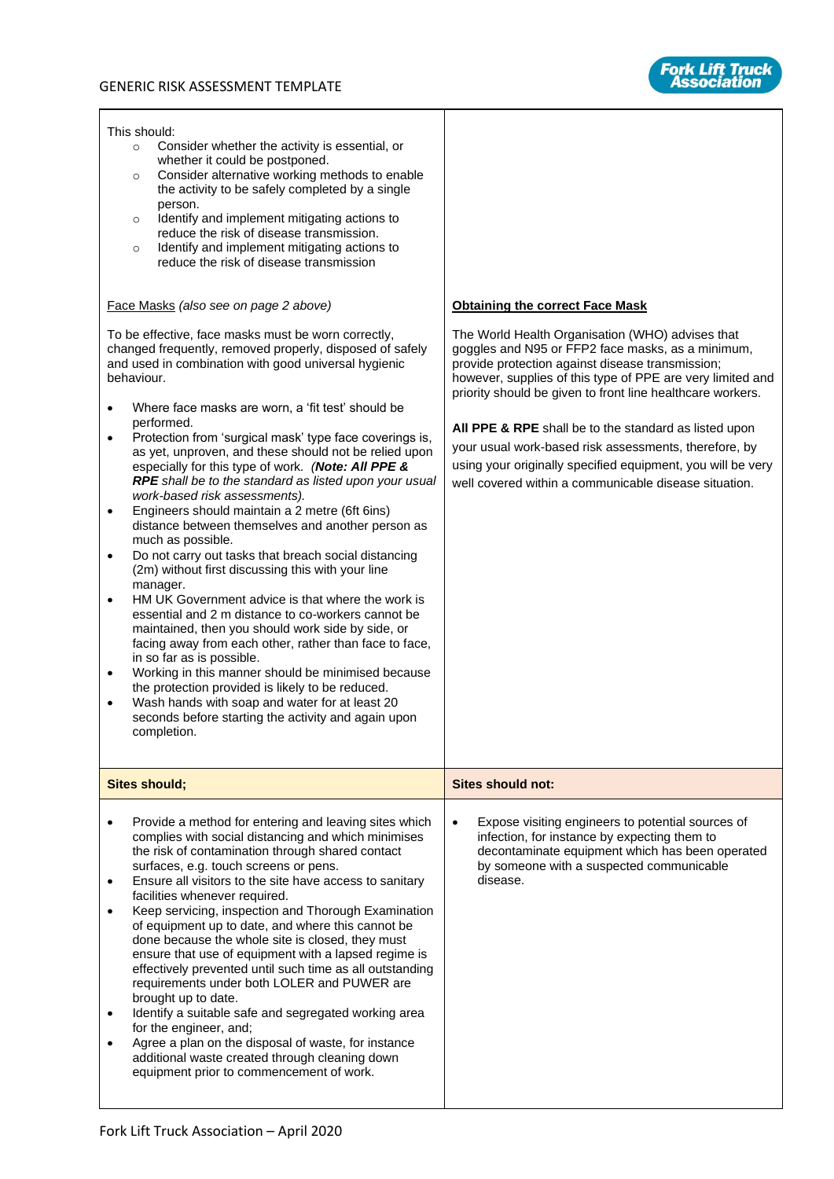This should:

- Consider whether the activity is essential, or whether it could be postponed.
- Consider alternative working methods to enable the activity to be safely completed by a single person.
- Identify and implement mitigating actions to reduce the risk of disease transmission.
- Identify and implement mitigating actions to reduce the risk of disease transmission

Face Masks *(also see on page 2 above)*

To be effective, face masks must be worn correctly, changed frequently, removed properly, disposed of safely and used in combination with good universal hygienic behaviour.

- Where face masks are worn, a 'fit test' should be performed.
- Protection from 'surgical mask' type face coverings is, as yet, unproven, and these should not be relied upon especially for this type of work. *(**Note: All PPE & RPE** shall be to the standard as listed upon your usual work-based risk assessments).*
- Engineers should maintain a 2 metre (6ft 6ins) distance between themselves and another person as much as possible.
- Do not carry out tasks that breach social distancing (2m) without first discussing this with your line manager.
- HM UK Government advice is that where the work is essential and 2 m distance to co-workers cannot be maintained, then you should work side by side, or facing away from each other, rather than face to face, in so far as is possible.
- Working in this manner should be minimised because the protection provided is likely to be reduced.
- Wash hands with soap and water for at least 20 seconds before starting the activity and again upon completion.

**Obtaining the correct Face Mask**

The World Health Organisation (WHO) advises that goggles and N95 or FFP2 face masks, as a minimum, provide protection against disease transmission; however, supplies of this type of PPE are very limited and priority should be given to front line healthcare workers.

**All PPE & RPE** shall be to the standard as listed upon your usual work-based risk assessments, therefore, by using your originally specified equipment, you will be very well covered within a communicable disease situation.

| **Sites should;** | **Sites should not:** |
|---|---|
| • Provide a method for entering and leaving sites which complies with social distancing and which minimises the risk of contamination through shared contact surfaces, e.g. touch screens or pens.<br>• Ensure all visitors to the site have access to sanitary facilities whenever required.<br>• Keep servicing, inspection and Thorough Examination of equipment up to date, and where this cannot be done because the whole site is closed, they must ensure that use of equipment with a lapsed regime is effectively prevented until such time as all outstanding requirements under both LOLER and PUWER are brought up to date.<br>• Identify a suitable safe and segregated working area for the engineer, and;<br>• Agree a plan on the disposal of waste, for instance additional waste created through cleaning down equipment prior to commencement of work. | • Expose visiting engineers to potential sources of infection, for instance by expecting them to decontaminate equipment which has been operated by someone with a suspected communicable disease. |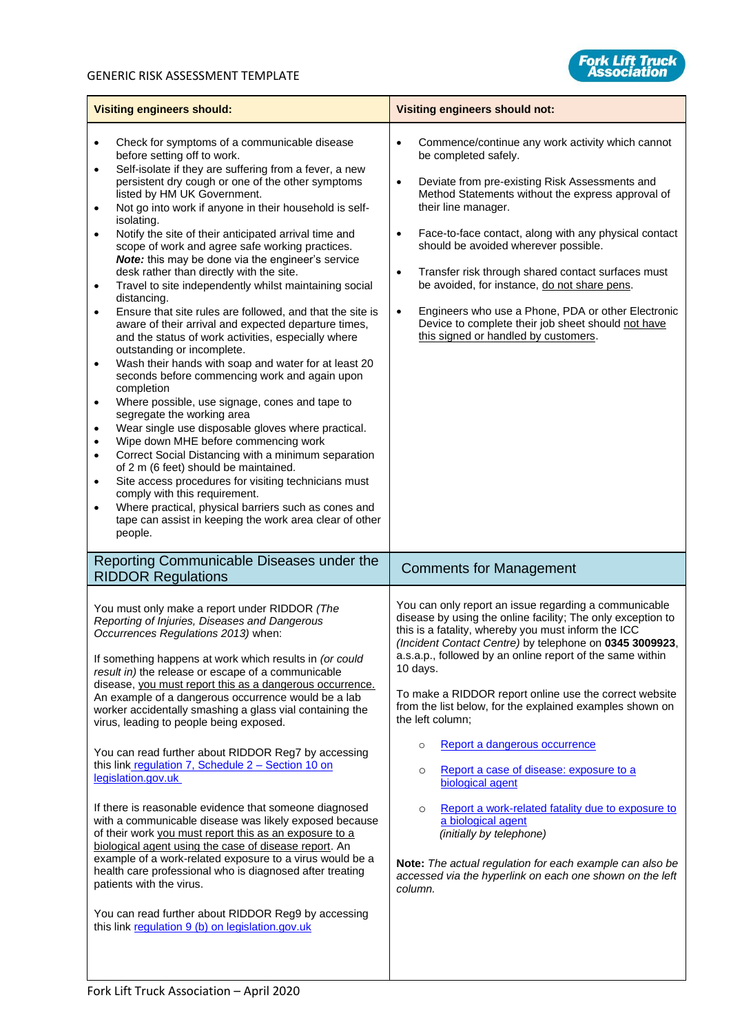| Visiting engineers should: | Visiting engineers should not: |
|---|---|
| • Check for symptoms of a communicable disease before setting off to work.<br>• Self-isolate if they are suffering from a fever, a new persistent dry cough or one of the other symptoms listed by HM UK Government.<br>• Not go into work if anyone in their household is self-isolating.<br>• Notify the site of their anticipated arrival time and scope of work and agree safe working practices. ***Note:*** this may be done via the engineer's service desk rather than directly with the site.<br>• Travel to site independently whilst maintaining social distancing.<br>• Ensure that site rules are followed, and that the site is aware of their arrival and expected departure times, and the status of work activities, especially where outstanding or incomplete.<br>• Wash their hands with soap and water for at least 20 seconds before commencing work and again upon completion<br>• Where possible, use signage, cones and tape to segregate the working area<br>• Wear single use disposable gloves where practical.<br>• Wipe down MHE before commencing work<br>• Correct Social Distancing with a minimum separation of 2 m (6 feet) should be maintained.<br>• Site access procedures for visiting technicians must comply with this requirement.<br>• Where practical, physical barriers such as cones and tape can assist in keeping the work area clear of other people. | • Commence/continue any work activity which cannot be completed safely.<br>• Deviate from pre-existing Risk Assessments and Method Statements without the express approval of their line manager.<br>• Face-to-face contact, along with any physical contact should be avoided wherever possible.<br>• Transfer risk through shared contact surfaces must be avoided, for instance, do not share pens.<br>• Engineers who use a Phone, PDA or other Electronic Device to complete their job sheet should not have this signed or handled by customers. |

| Reporting Communicable Diseases under the RIDDOR Regulations | Comments for Management |
|---|---|
| You must only make a report under RIDDOR *(The Reporting of Injuries, Diseases and Dangerous Occurrences Regulations 2013)* when:<br><br>If something happens at work which results in *(or could result in)* the release or escape of a communicable disease, you must report this as a dangerous occurrence. An example of a dangerous occurrence would be a lab worker accidentally smashing a glass vial containing the virus, leading to people being exposed.<br><br>You can read further about RIDDOR Reg7 by accessing this link regulation 7, Schedule 2 – Section 10 on legislation.gov.uk<br><br>If there is reasonable evidence that someone diagnosed with a communicable disease was likely exposed because of their work you must report this as an exposure to a biological agent using the case of disease report. An example of a work-related exposure to a virus would be a health care professional who is diagnosed after treating patients with the virus.<br><br>You can read further about RIDDOR Reg9 by accessing this link regulation 9 (b) on legislation.gov.uk | You can only report an issue regarding a communicable disease by using the online facility; The only exception to this is a fatality, whereby you must inform the ICC *(Incident Contact Centre)* by telephone on **0345 3009923**, a.s.a.p., followed by an online report of the same within 10 days.<br><br>To make a RIDDOR report online use the correct website from the list below, for the explained examples shown on the left column;<br><br>○ Report a dangerous occurrence<br>○ Report a case of disease: exposure to a biological agent<br>○ Report a work-related fatality due to exposure to a biological agent *(initially by telephone)*<br><br>**Note:** *The actual regulation for each example can also be accessed via the hyperlink on each one shown on the left column.* |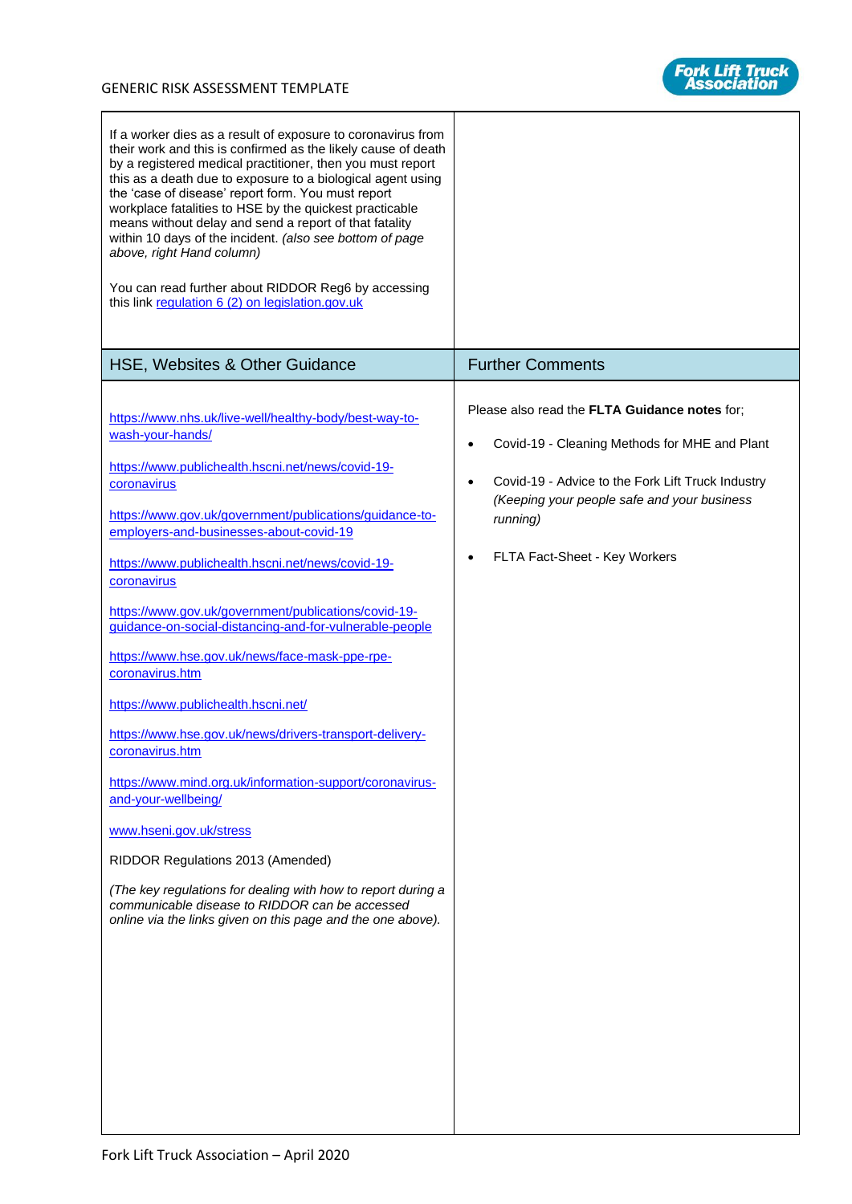| | |
|---|---|
| If a worker dies as a result of exposure to coronavirus from their work and this is confirmed as the likely cause of death by a registered medical practitioner, then you must report this as a death due to exposure to a biological agent using the 'case of disease' report form. You must report workplace fatalities to HSE by the quickest practicable means without delay and send a report of that fatality within 10 days of the incident. *(also see bottom of page above, right Hand column)*<br><br>You can read further about RIDDOR Reg6 by accessing this link [regulation 6 (2) on legislation.gov.uk]() | |
| **HSE, Websites & Other Guidance** | **Further Comments** |
| https://www.nhs.uk/live-well/healthy-body/best-way-to-wash-your-hands/<br><br>https://www.publichealth.hscni.net/news/covid-19-coronavirus<br><br>https://www.gov.uk/government/publications/guidance-to-employers-and-businesses-about-covid-19<br><br>https://www.publichealth.hscni.net/news/covid-19-coronavirus<br><br>https://www.gov.uk/government/publications/covid-19-guidance-on-social-distancing-and-for-vulnerable-people<br><br>https://www.hse.gov.uk/news/face-mask-ppe-rpe-coronavirus.htm<br><br>https://www.publichealth.hscni.net/<br><br>https://www.hse.gov.uk/news/drivers-transport-delivery-coronavirus.htm<br><br>https://www.mind.org.uk/information-support/coronavirus-and-your-wellbeing/<br><br>www.hseni.gov.uk/stress<br><br>RIDDOR Regulations 2013 (Amended)<br><br>*(The key regulations for dealing with how to report during a communicable disease to RIDDOR can be accessed online via the links given on this page and the one above).* | Please also read the **FLTA Guidance notes** for;<br><br>• Covid-19 - Cleaning Methods for MHE and Plant<br><br>• Covid-19 - Advice to the Fork Lift Truck Industry *(Keeping your people safe and your business running)*<br><br>• FLTA Fact-Sheet - Key Workers |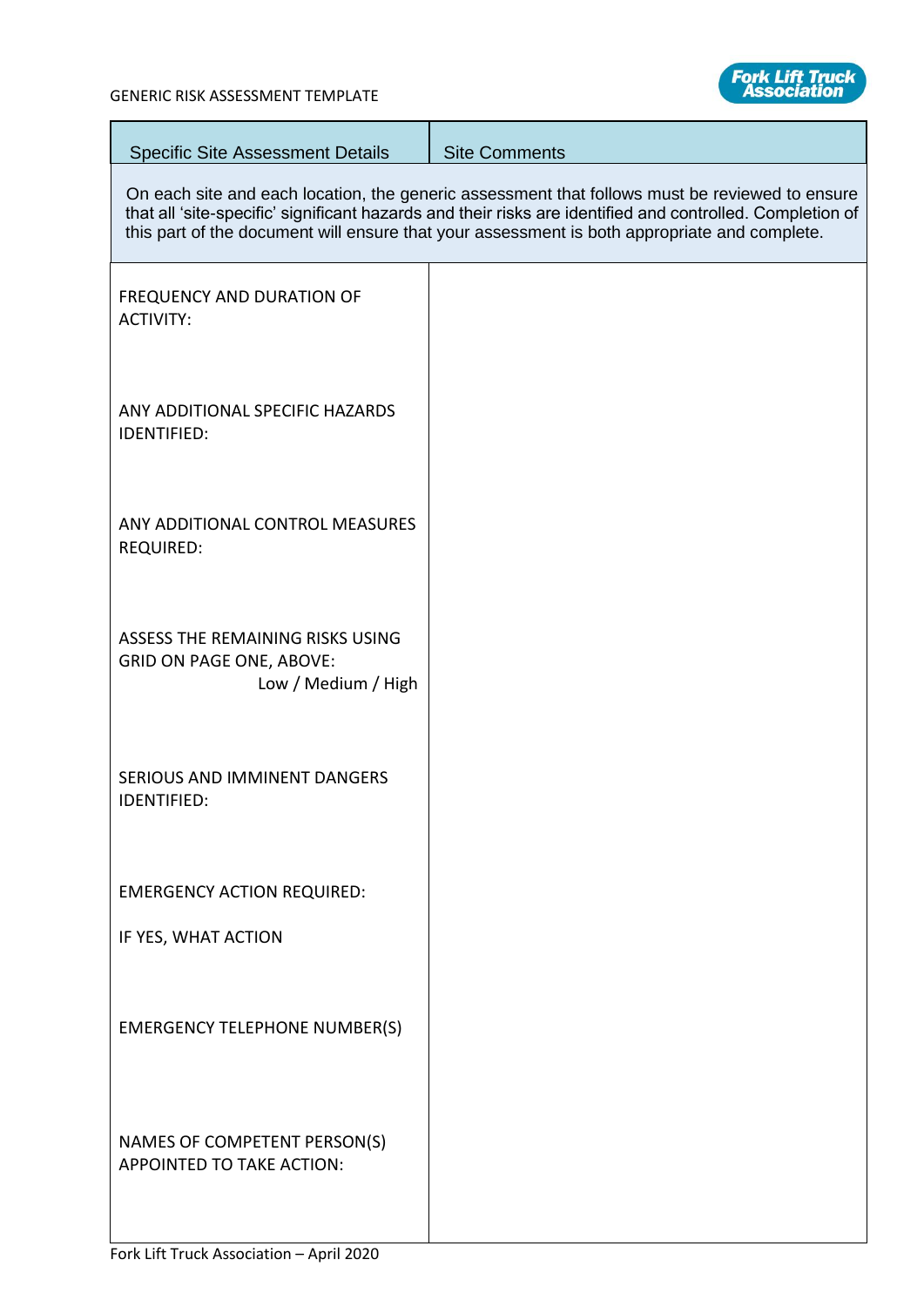| Specific Site Assessment Details | Site Comments |
|---|---|
| On each site and each location, the generic assessment that follows must be reviewed to ensure that all 'site-specific' significant hazards and their risks are identified and controlled. Completion of this part of the document will ensure that your assessment is both appropriate and complete. | |
| FREQUENCY AND DURATION OF ACTIVITY: | |
| ANY ADDITIONAL SPECIFIC HAZARDS IDENTIFIED: | |
| ANY ADDITIONAL CONTROL MEASURES REQUIRED: | |
| ASSESS THE REMAINING RISKS USING GRID ON PAGE ONE, ABOVE: Low / Medium / High | |
| SERIOUS AND IMMINENT DANGERS IDENTIFIED: | |
| EMERGENCY ACTION REQUIRED: IF YES, WHAT ACTION | |
| EMERGENCY TELEPHONE NUMBER(S) | |
| NAMES OF COMPETENT PERSON(S) APPOINTED TO TAKE ACTION: | |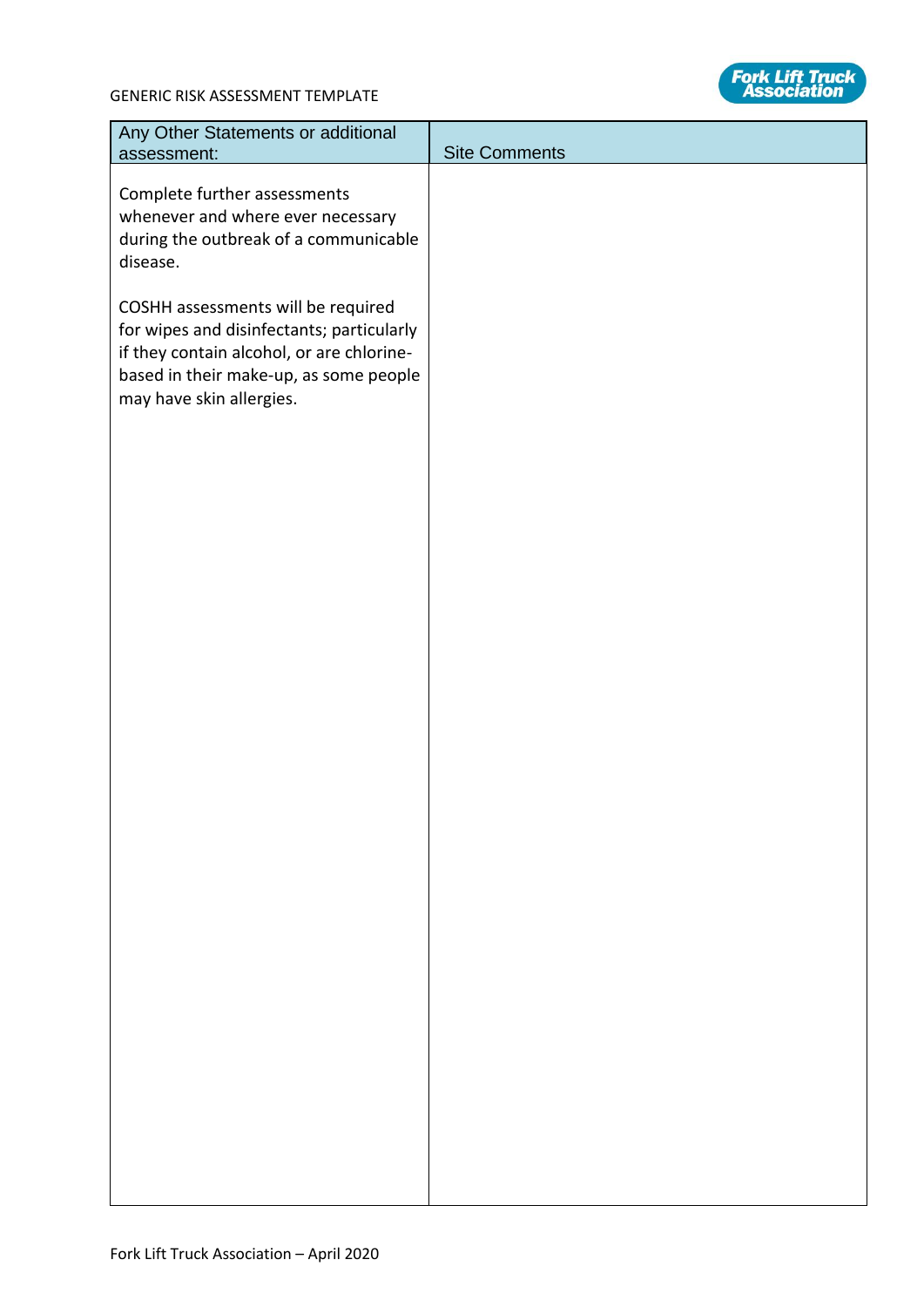| Any Other Statements or additional assessment: | Site Comments |
| --- | --- |
| Complete further assessments whenever and where ever necessary during the outbreak of a communicable disease.<br><br>COSHH assessments will be required for wipes and disinfectants; particularly if they contain alcohol, or are chlorine-based in their make-up, as some people may have skin allergies. | |